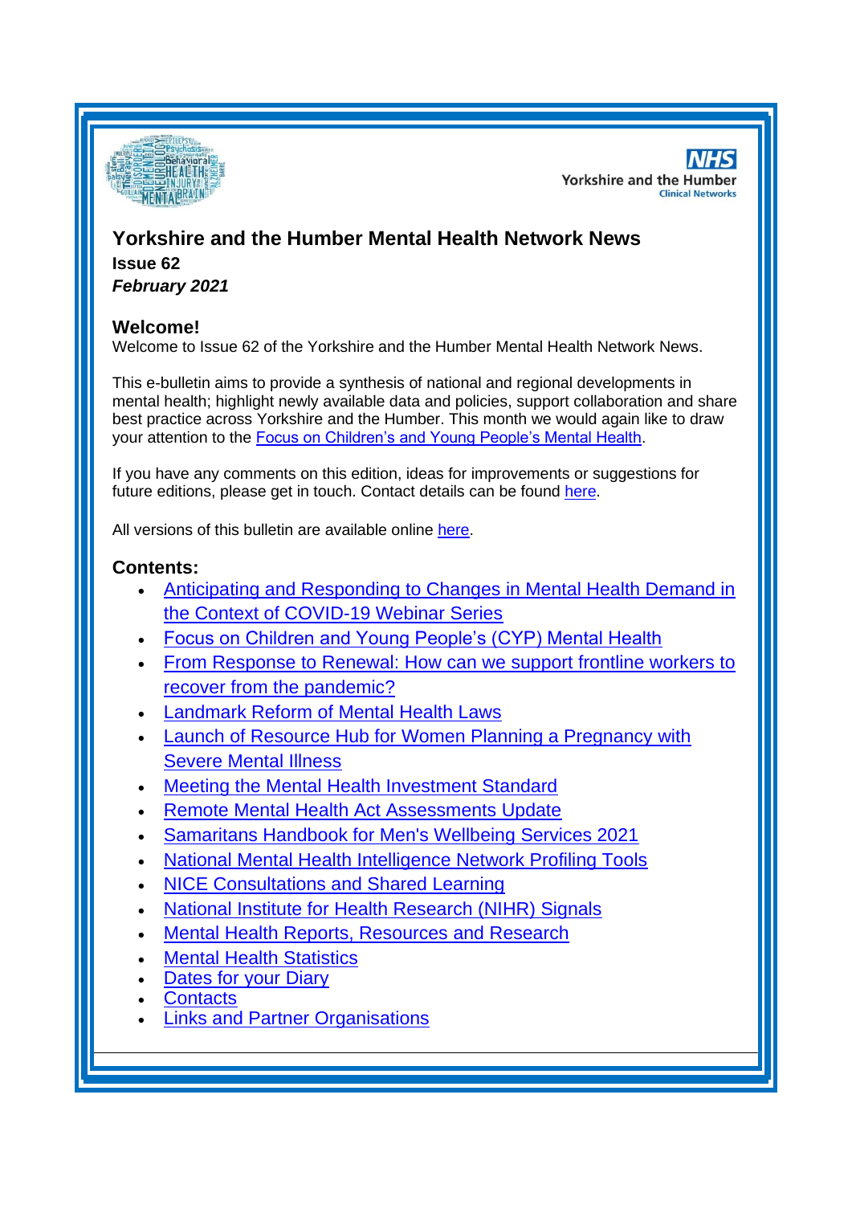# Yorkshire and the Humber Mental Health Network News

**Issue 62**

***February 2021***

## Welcome!

Welcome to Issue 62 of the Yorkshire and the Humber Mental Health Network News.

This e-bulletin aims to provide a synthesis of national and regional developments in mental health; highlight newly available data and policies, support collaboration and share best practice across Yorkshire and the Humber. This month we would again like to draw your attention to the Focus on Children's and Young People's Mental Health.

If you have any comments on this edition, ideas for improvements or suggestions for future editions, please get in touch. Contact details can be found here.

All versions of this bulletin are available online here.

## Contents:

- Anticipating and Responding to Changes in Mental Health Demand in the Context of COVID-19 Webinar Series
- Focus on Children and Young People's (CYP) Mental Health
- From Response to Renewal: How can we support frontline workers to recover from the pandemic?
- Landmark Reform of Mental Health Laws
- Launch of Resource Hub for Women Planning a Pregnancy with Severe Mental Illness
- Meeting the Mental Health Investment Standard
- Remote Mental Health Act Assessments Update
- Samaritans Handbook for Men's Wellbeing Services 2021
- National Mental Health Intelligence Network Profiling Tools
- NICE Consultations and Shared Learning
- National Institute for Health Research (NIHR) Signals
- Mental Health Reports, Resources and Research
- Mental Health Statistics
- Dates for your Diary
- Contacts
- Links and Partner Organisations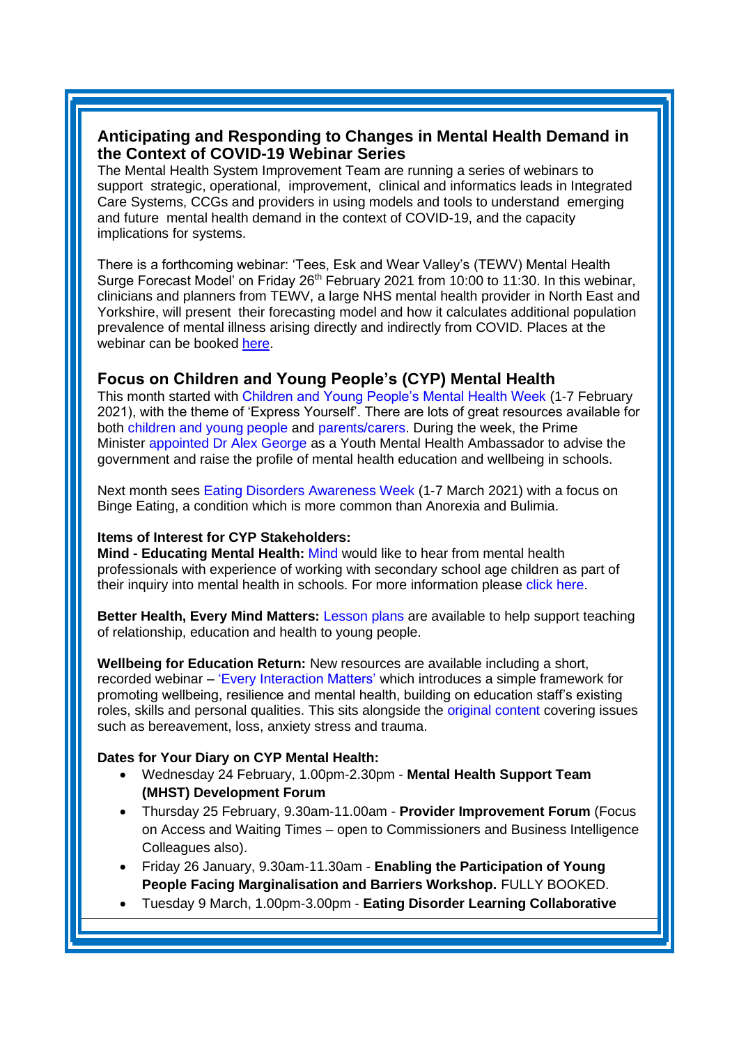## Anticipating and Responding to Changes in Mental Health Demand in the Context of COVID-19 Webinar Series

The Mental Health System Improvement Team are running a series of webinars to support strategic, operational, improvement, clinical and informatics leads in Integrated Care Systems, CCGs and providers in using models and tools to understand emerging and future mental health demand in the context of COVID-19, and the capacity implications for systems.

There is a forthcoming webinar: 'Tees, Esk and Wear Valley's (TEWV) Mental Health Surge Forecast Model' on Friday 26th February 2021 from 10:00 to 11:30. In this webinar, clinicians and planners from TEWV, a large NHS mental health provider in North East and Yorkshire, will present their forecasting model and how it calculates additional population prevalence of mental illness arising directly and indirectly from COVID. Places at the webinar can be booked here.

## Focus on Children and Young People's (CYP) Mental Health

This month started with Children and Young People's Mental Health Week (1-7 February 2021), with the theme of 'Express Yourself'. There are lots of great resources available for both children and young people and parents/carers. During the week, the Prime Minister appointed Dr Alex George as a Youth Mental Health Ambassador to advise the government and raise the profile of mental health education and wellbeing in schools.

Next month sees Eating Disorders Awareness Week (1-7 March 2021) with a focus on Binge Eating, a condition which is more common than Anorexia and Bulimia.

**Items of Interest for CYP Stakeholders:**

**Mind - Educating Mental Health:** Mind would like to hear from mental health professionals with experience of working with secondary school age children as part of their inquiry into mental health in schools. For more information please click here.

**Better Health, Every Mind Matters:** Lesson plans are available to help support teaching of relationship, education and health to young people.

**Wellbeing for Education Return:** New resources are available including a short, recorded webinar – 'Every Interaction Matters' which introduces a simple framework for promoting wellbeing, resilience and mental health, building on education staff's existing roles, skills and personal qualities. This sits alongside the original content covering issues such as bereavement, loss, anxiety stress and trauma.

**Dates for Your Diary on CYP Mental Health:**

- Wednesday 24 February, 1.00pm-2.30pm - **Mental Health Support Team (MHST) Development Forum**
- Thursday 25 February, 9.30am-11.00am - **Provider Improvement Forum** (Focus on Access and Waiting Times – open to Commissioners and Business Intelligence Colleagues also).
- Friday 26 January, 9.30am-11.30am - **Enabling the Participation of Young People Facing Marginalisation and Barriers Workshop.** FULLY BOOKED.
- Tuesday 9 March, 1.00pm-3.00pm - **Eating Disorder Learning Collaborative**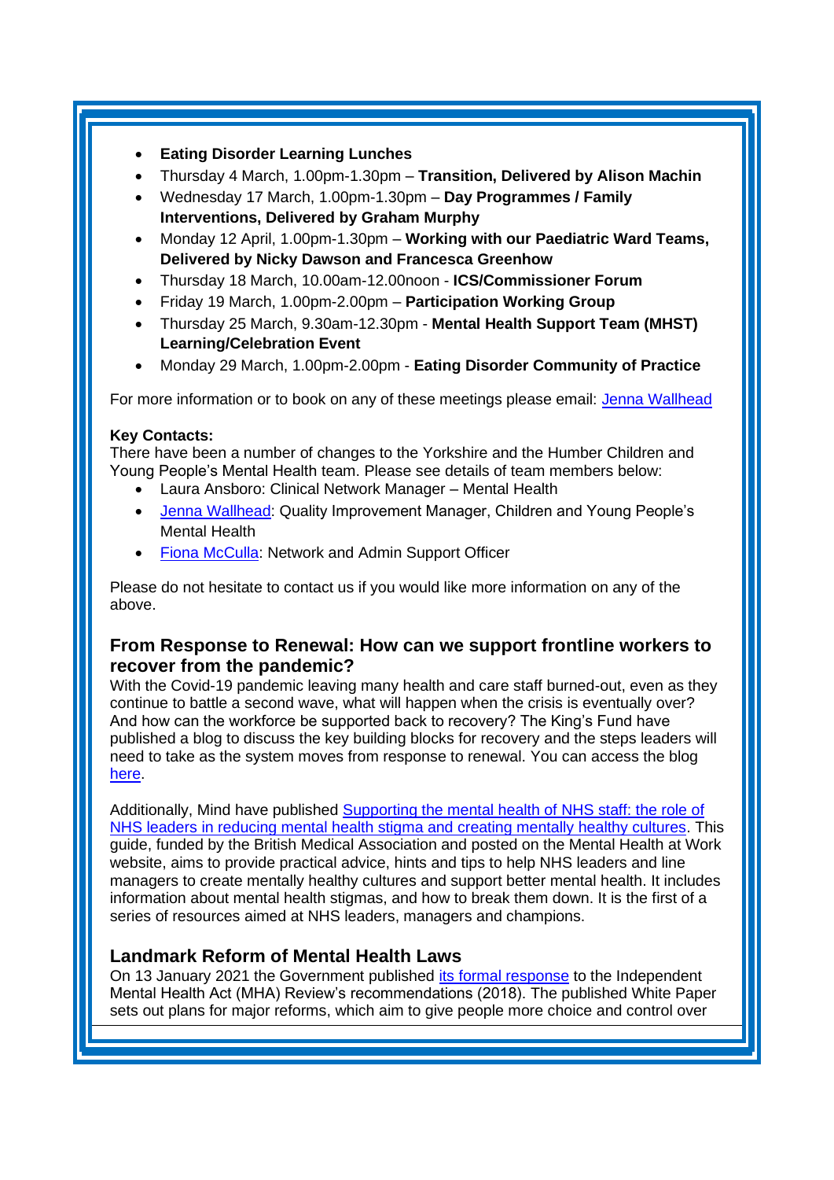- **Eating Disorder Learning Lunches**
- Thursday 4 March, 1.00pm-1.30pm – **Transition, Delivered by Alison Machin**
- Wednesday 17 March, 1.00pm-1.30pm – **Day Programmes / Family Interventions, Delivered by Graham Murphy**
- Monday 12 April, 1.00pm-1.30pm – **Working with our Paediatric Ward Teams, Delivered by Nicky Dawson and Francesca Greenhow**
- Thursday 18 March, 10.00am-12.00noon - **ICS/Commissioner Forum**
- Friday 19 March, 1.00pm-2.00pm – **Participation Working Group**
- Thursday 25 March, 9.30am-12.30pm - **Mental Health Support Team (MHST) Learning/Celebration Event**
- Monday 29 March, 1.00pm-2.00pm - **Eating Disorder Community of Practice**

For more information or to book on any of these meetings please email: Jenna Wallhead

**Key Contacts:**
There have been a number of changes to the Yorkshire and the Humber Children and Young People's Mental Health team. Please see details of team members below:

- Laura Ansboro: Clinical Network Manager – Mental Health
- Jenna Wallhead: Quality Improvement Manager, Children and Young People's Mental Health
- Fiona McCulla: Network and Admin Support Officer

Please do not hesitate to contact us if you would like more information on any of the above.

## From Response to Renewal: How can we support frontline workers to recover from the pandemic?

With the Covid-19 pandemic leaving many health and care staff burned-out, even as they continue to battle a second wave, what will happen when the crisis is eventually over? And how can the workforce be supported back to recovery? The King's Fund have published a blog to discuss the key building blocks for recovery and the steps leaders will need to take as the system moves from response to renewal. You can access the blog here.

Additionally, Mind have published Supporting the mental health of NHS staff: the role of NHS leaders in reducing mental health stigma and creating mentally healthy cultures. This guide, funded by the British Medical Association and posted on the Mental Health at Work website, aims to provide practical advice, hints and tips to help NHS leaders and line managers to create mentally healthy cultures and support better mental health. It includes information about mental health stigmas, and how to break them down. It is the first of a series of resources aimed at NHS leaders, managers and champions.

## Landmark Reform of Mental Health Laws

On 13 January 2021 the Government published its formal response to the Independent Mental Health Act (MHA) Review's recommendations (2018). The published White Paper sets out plans for major reforms, which aim to give people more choice and control over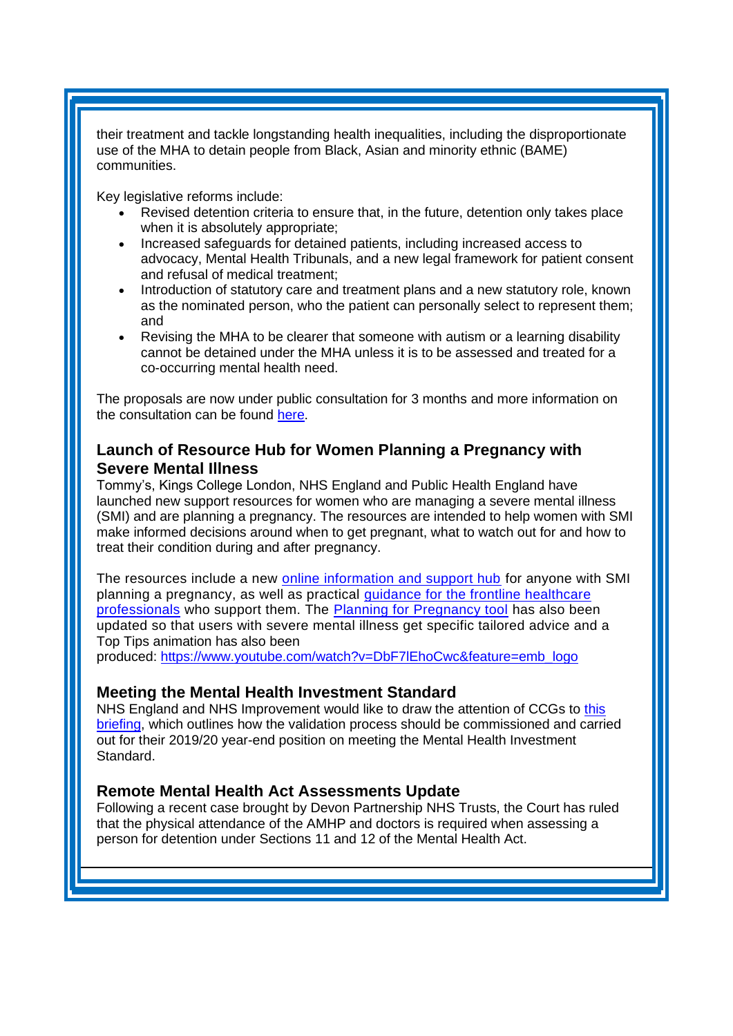their treatment and tackle longstanding health inequalities, including the disproportionate use of the MHA to detain people from Black, Asian and minority ethnic (BAME) communities.

Key legislative reforms include:

- Revised detention criteria to ensure that, in the future, detention only takes place when it is absolutely appropriate;
- Increased safeguards for detained patients, including increased access to advocacy, Mental Health Tribunals, and a new legal framework for patient consent and refusal of medical treatment;
- Introduction of statutory care and treatment plans and a new statutory role, known as the nominated person, who the patient can personally select to represent them; and
- Revising the MHA to be clearer that someone with autism or a learning disability cannot be detained under the MHA unless it is to be assessed and treated for a co-occurring mental health need.

The proposals are now under public consultation for 3 months and more information on the consultation can be found here.

### Launch of Resource Hub for Women Planning a Pregnancy with Severe Mental Illness

Tommy's, Kings College London, NHS England and Public Health England have launched new support resources for women who are managing a severe mental illness (SMI) and are planning a pregnancy. The resources are intended to help women with SMI make informed decisions around when to get pregnant, what to watch out for and how to treat their condition during and after pregnancy.

The resources include a new online information and support hub for anyone with SMI planning a pregnancy, as well as practical guidance for the frontline healthcare professionals who support them. The Planning for Pregnancy tool has also been updated so that users with severe mental illness get specific tailored advice and a Top Tips animation has also been produced: https://www.youtube.com/watch?v=DbF7lEhoCwc&feature=emb_logo

### Meeting the Mental Health Investment Standard

NHS England and NHS Improvement would like to draw the attention of CCGs to this briefing, which outlines how the validation process should be commissioned and carried out for their 2019/20 year-end position on meeting the Mental Health Investment Standard.

### Remote Mental Health Act Assessments Update

Following a recent case brought by Devon Partnership NHS Trusts, the Court has ruled that the physical attendance of the AMHP and doctors is required when assessing a person for detention under Sections 11 and 12 of the Mental Health Act.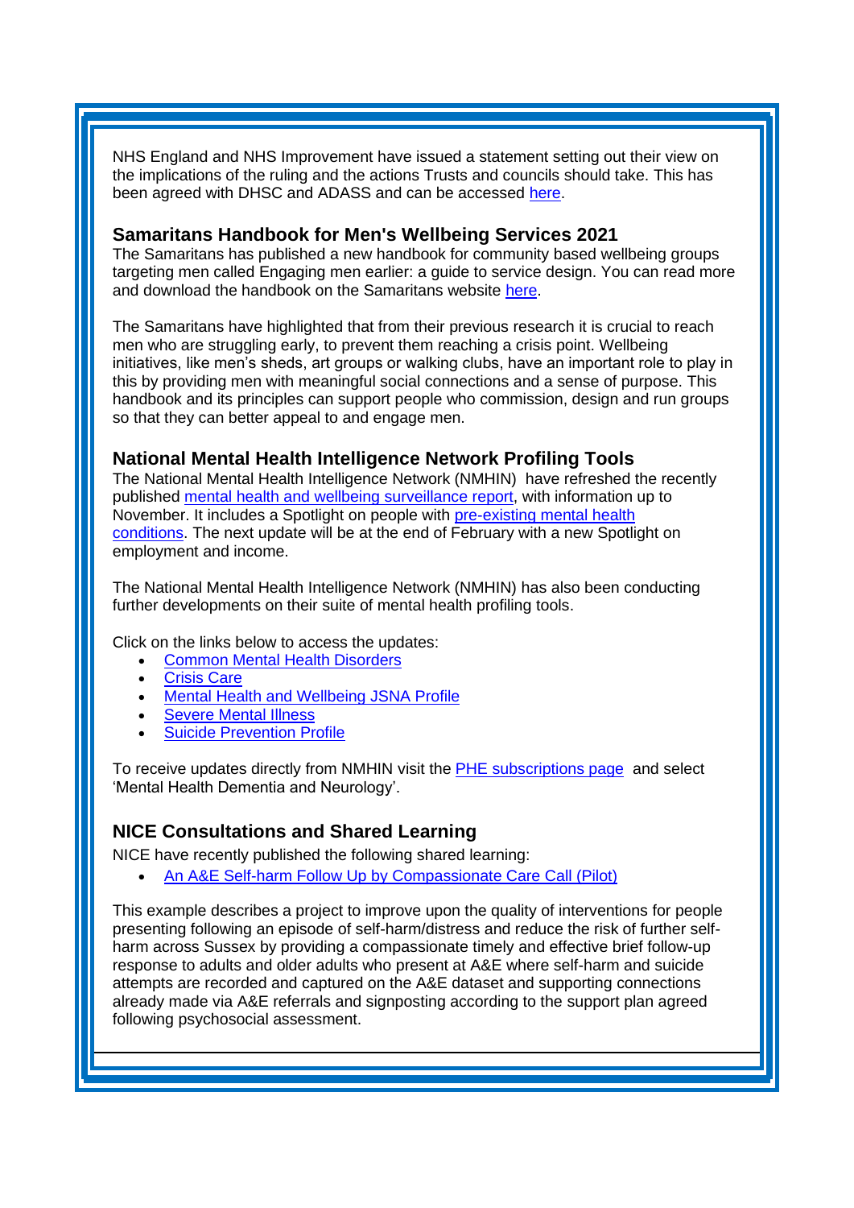NHS England and NHS Improvement have issued a statement setting out their view on the implications of the ruling and the actions Trusts and councils should take. This has been agreed with DHSC and ADASS and can be accessed here.

### Samaritans Handbook for Men's Wellbeing Services 2021

The Samaritans has published a new handbook for community based wellbeing groups targeting men called Engaging men earlier: a guide to service design. You can read more and download the handbook on the Samaritans website here.

The Samaritans have highlighted that from their previous research it is crucial to reach men who are struggling early, to prevent them reaching a crisis point. Wellbeing initiatives, like men's sheds, art groups or walking clubs, have an important role to play in this by providing men with meaningful social connections and a sense of purpose. This handbook and its principles can support people who commission, design and run groups so that they can better appeal to and engage men.

### National Mental Health Intelligence Network Profiling Tools

The National Mental Health Intelligence Network (NMHIN) have refreshed the recently published mental health and wellbeing surveillance report, with information up to November. It includes a Spotlight on people with pre-existing mental health conditions. The next update will be at the end of February with a new Spotlight on employment and income.

The National Mental Health Intelligence Network (NMHIN) has also been conducting further developments on their suite of mental health profiling tools.

Click on the links below to access the updates:

- Common Mental Health Disorders
- Crisis Care
- Mental Health and Wellbeing JSNA Profile
- Severe Mental Illness
- Suicide Prevention Profile

To receive updates directly from NMHIN visit the PHE subscriptions page and select 'Mental Health Dementia and Neurology'.

### NICE Consultations and Shared Learning

NICE have recently published the following shared learning:

- An A&E Self-harm Follow Up by Compassionate Care Call (Pilot)

This example describes a project to improve upon the quality of interventions for people presenting following an episode of self-harm/distress and reduce the risk of further self-harm across Sussex by providing a compassionate timely and effective brief follow-up response to adults and older adults who present at A&E where self-harm and suicide attempts are recorded and captured on the A&E dataset and supporting connections already made via A&E referrals and signposting according to the support plan agreed following psychosocial assessment.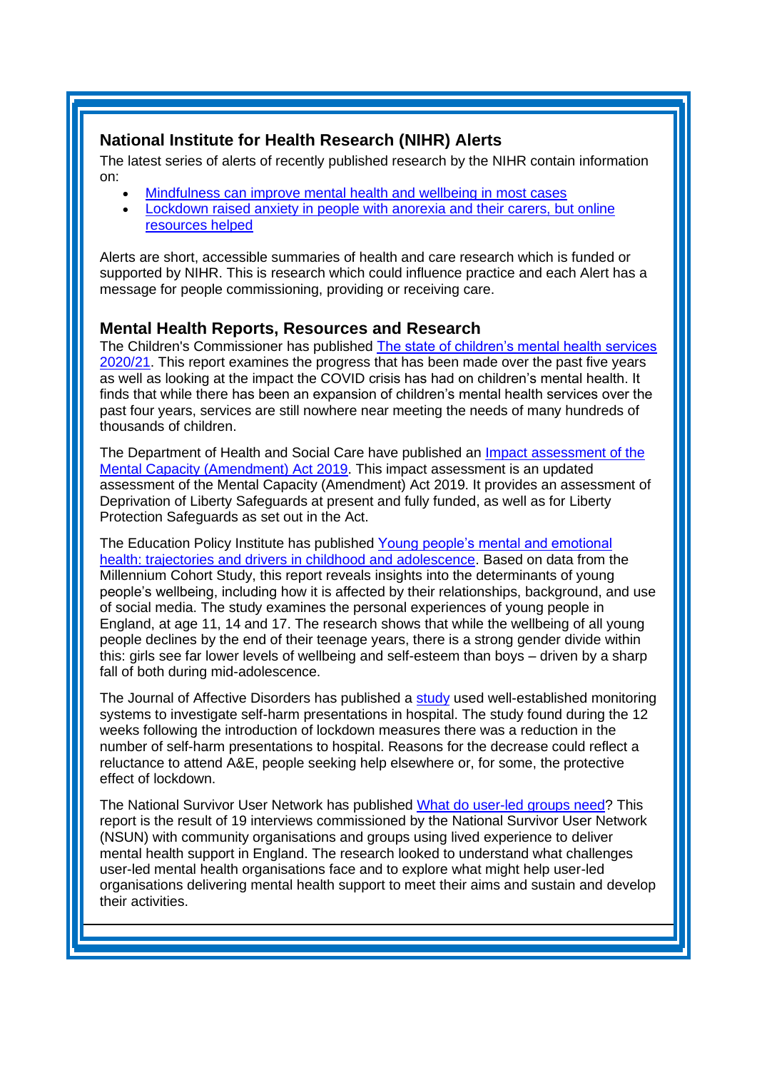## National Institute for Health Research (NIHR) Alerts

The latest series of alerts of recently published research by the NIHR contain information on:

- Mindfulness can improve mental health and wellbeing in most cases
- Lockdown raised anxiety in people with anorexia and their carers, but online resources helped

Alerts are short, accessible summaries of health and care research which is funded or supported by NIHR. This is research which could influence practice and each Alert has a message for people commissioning, providing or receiving care.

## Mental Health Reports, Resources and Research

The Children's Commissioner has published The state of children's mental health services 2020/21. This report examines the progress that has been made over the past five years as well as looking at the impact the COVID crisis has had on children's mental health. It finds that while there has been an expansion of children's mental health services over the past four years, services are still nowhere near meeting the needs of many hundreds of thousands of children.

The Department of Health and Social Care have published an Impact assessment of the Mental Capacity (Amendment) Act 2019. This impact assessment is an updated assessment of the Mental Capacity (Amendment) Act 2019. It provides an assessment of Deprivation of Liberty Safeguards at present and fully funded, as well as for Liberty Protection Safeguards as set out in the Act.

The Education Policy Institute has published Young people's mental and emotional health: trajectories and drivers in childhood and adolescence. Based on data from the Millennium Cohort Study, this report reveals insights into the determinants of young people's wellbeing, including how it is affected by their relationships, background, and use of social media. The study examines the personal experiences of young people in England, at age 11, 14 and 17. The research shows that while the wellbeing of all young people declines by the end of their teenage years, there is a strong gender divide within this: girls see far lower levels of wellbeing and self-esteem than boys – driven by a sharp fall of both during mid-adolescence.

The Journal of Affective Disorders has published a study used well-established monitoring systems to investigate self-harm presentations in hospital. The study found during the 12 weeks following the introduction of lockdown measures there was a reduction in the number of self-harm presentations to hospital. Reasons for the decrease could reflect a reluctance to attend A&E, people seeking help elsewhere or, for some, the protective effect of lockdown.

The National Survivor User Network has published What do user-led groups need? This report is the result of 19 interviews commissioned by the National Survivor User Network (NSUN) with community organisations and groups using lived experience to deliver mental health support in England. The research looked to understand what challenges user-led mental health organisations face and to explore what might help user-led organisations delivering mental health support to meet their aims and sustain and develop their activities.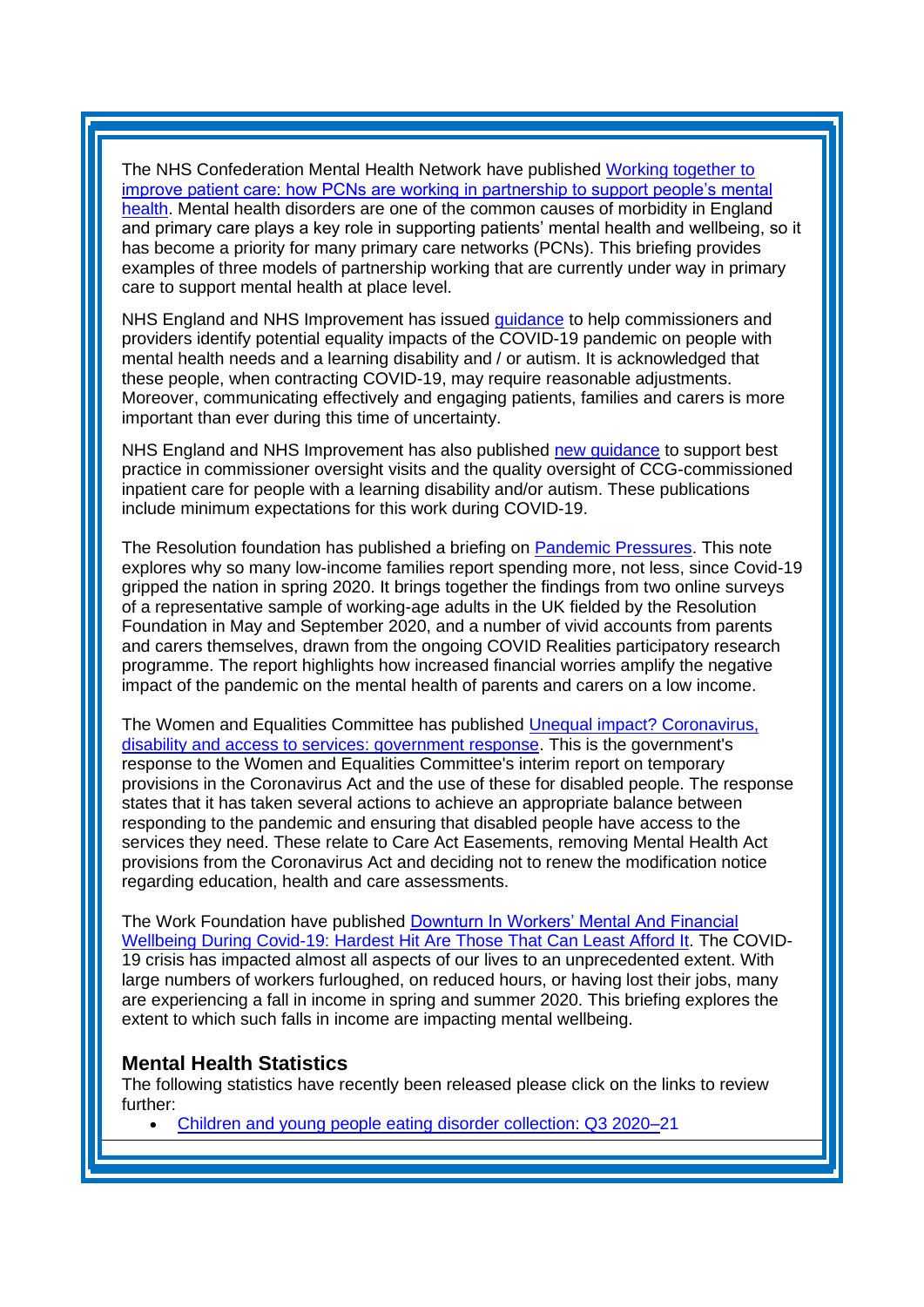The NHS Confederation Mental Health Network have published [Working together to improve patient care: how PCNs are working in partnership to support people's mental health](). Mental health disorders are one of the common causes of morbidity in England and primary care plays a key role in supporting patients' mental health and wellbeing, so it has become a priority for many primary care networks (PCNs). This briefing provides examples of three models of partnership working that are currently under way in primary care to support mental health at place level.

NHS England and NHS Improvement has issued [guidance]() to help commissioners and providers identify potential equality impacts of the COVID-19 pandemic on people with mental health needs and a learning disability and / or autism. It is acknowledged that these people, when contracting COVID-19, may require reasonable adjustments. Moreover, communicating effectively and engaging patients, families and carers is more important than ever during this time of uncertainty.

NHS England and NHS Improvement has also published [new guidance]() to support best practice in commissioner oversight visits and the quality oversight of CCG-commissioned inpatient care for people with a learning disability and/or autism. These publications include minimum expectations for this work during COVID-19.

The Resolution foundation has published a briefing on [Pandemic Pressures](). This note explores why so many low-income families report spending more, not less, since Covid-19 gripped the nation in spring 2020. It brings together the findings from two online surveys of a representative sample of working-age adults in the UK fielded by the Resolution Foundation in May and September 2020, and a number of vivid accounts from parents and carers themselves, drawn from the ongoing COVID Realities participatory research programme. The report highlights how increased financial worries amplify the negative impact of the pandemic on the mental health of parents and carers on a low income.

The Women and Equalities Committee has published [Unequal impact? Coronavirus, disability and access to services: government response](). This is the government's response to the Women and Equalities Committee's interim report on temporary provisions in the Coronavirus Act and the use of these for disabled people. The response states that it has taken several actions to achieve an appropriate balance between responding to the pandemic and ensuring that disabled people have access to the services they need. These relate to Care Act Easements, removing Mental Health Act provisions from the Coronavirus Act and deciding not to renew the modification notice regarding education, health and care assessments.

The Work Foundation have published [Downturn In Workers' Mental And Financial Wellbeing During Covid-19: Hardest Hit Are Those That Can Least Afford It](). The COVID-19 crisis has impacted almost all aspects of our lives to an unprecedented extent. With large numbers of workers furloughed, on reduced hours, or having lost their jobs, many are experiencing a fall in income in spring and summer 2020. This briefing explores the extent to which such falls in income are impacting mental wellbeing.

## Mental Health Statistics

The following statistics have recently been released please click on the links to review further:

- [Children and young people eating disorder collection: Q3 2020–21]()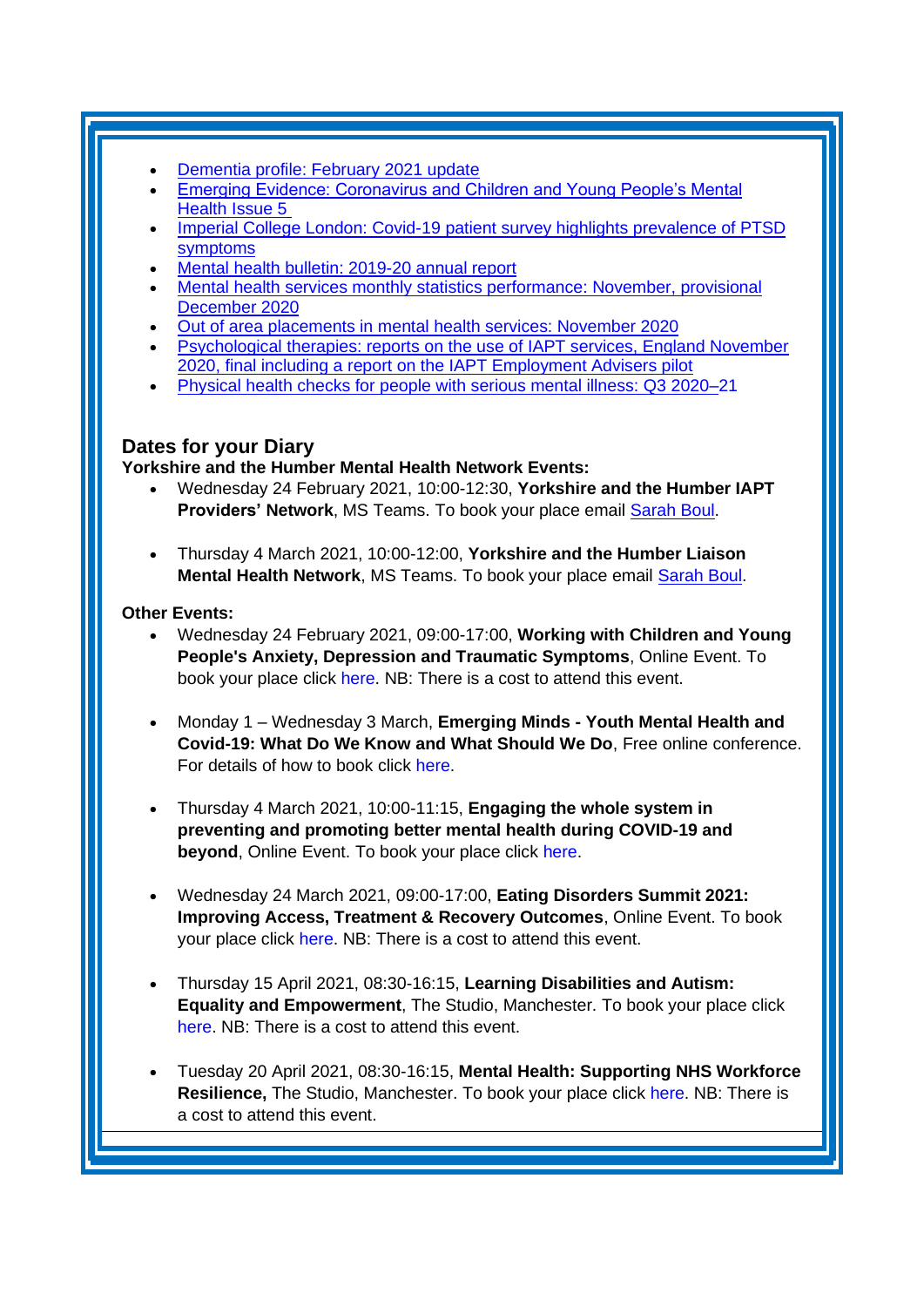- Dementia profile: February 2021 update
- Emerging Evidence: Coronavirus and Children and Young People's Mental Health Issue 5
- Imperial College London: Covid-19 patient survey highlights prevalence of PTSD symptoms
- Mental health bulletin: 2019-20 annual report
- Mental health services monthly statistics performance: November, provisional December 2020
- Out of area placements in mental health services: November 2020
- Psychological therapies: reports on the use of IAPT services, England November 2020, final including a report on the IAPT Employment Advisers pilot
- Physical health checks for people with serious mental illness: Q3 2020–21

## Dates for your Diary

**Yorkshire and the Humber Mental Health Network Events:**

- Wednesday 24 February 2021, 10:00-12:30, **Yorkshire and the Humber IAPT Providers' Network**, MS Teams. To book your place email Sarah Boul.
- Thursday 4 March 2021, 10:00-12:00, **Yorkshire and the Humber Liaison Mental Health Network**, MS Teams. To book your place email Sarah Boul.

**Other Events:**

- Wednesday 24 February 2021, 09:00-17:00, **Working with Children and Young People's Anxiety, Depression and Traumatic Symptoms**, Online Event. To book your place click here. NB: There is a cost to attend this event.
- Monday 1 – Wednesday 3 March, **Emerging Minds - Youth Mental Health and Covid-19: What Do We Know and What Should We Do**, Free online conference. For details of how to book click here.
- Thursday 4 March 2021, 10:00-11:15, **Engaging the whole system in preventing and promoting better mental health during COVID-19 and beyond**, Online Event. To book your place click here.
- Wednesday 24 March 2021, 09:00-17:00, **Eating Disorders Summit 2021: Improving Access, Treatment & Recovery Outcomes**, Online Event. To book your place click here. NB: There is a cost to attend this event.
- Thursday 15 April 2021, 08:30-16:15, **Learning Disabilities and Autism: Equality and Empowerment**, The Studio, Manchester. To book your place click here. NB: There is a cost to attend this event.
- Tuesday 20 April 2021, 08:30-16:15, **Mental Health: Supporting NHS Workforce Resilience,** The Studio, Manchester. To book your place click here. NB: There is a cost to attend this event.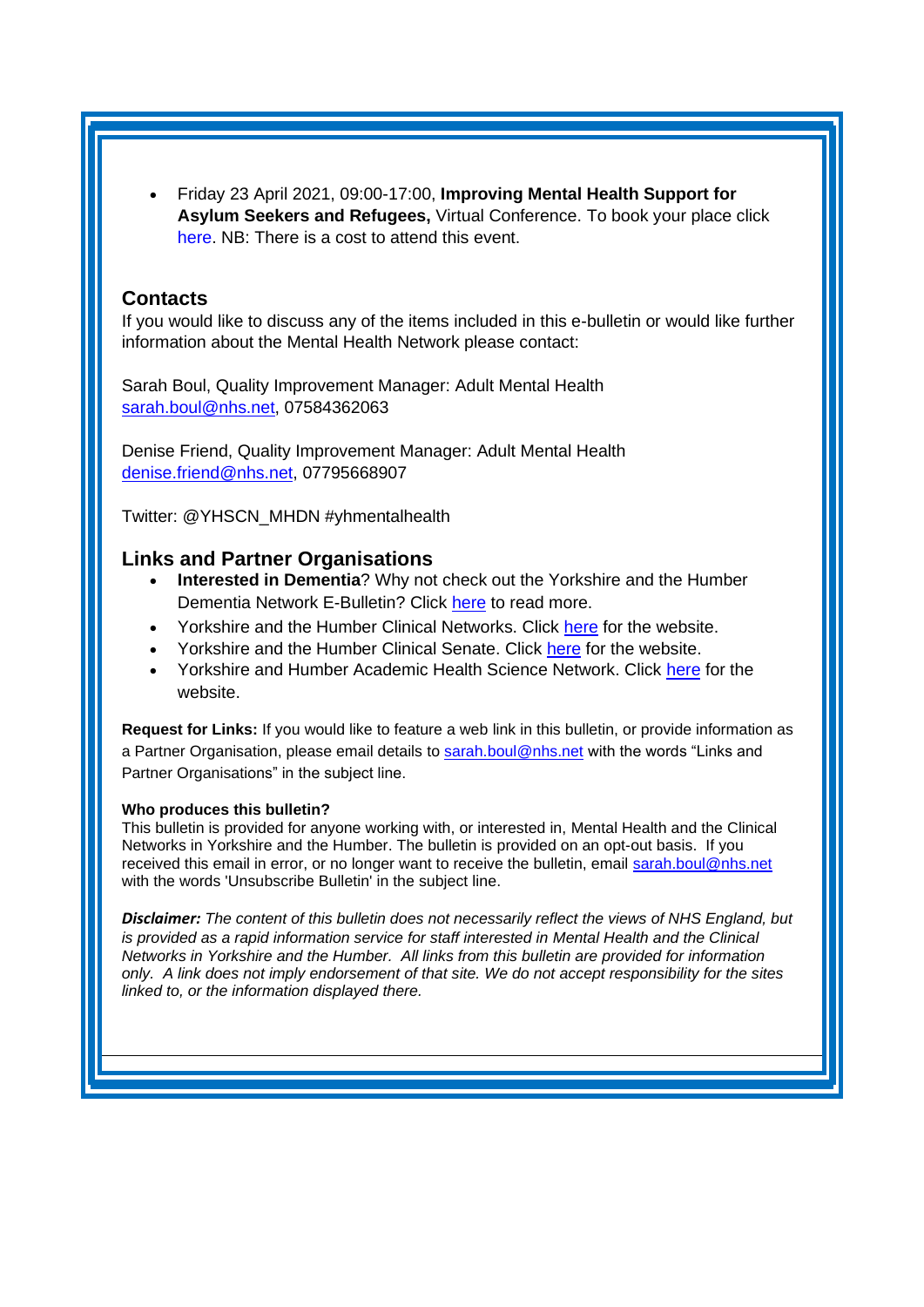- Friday 23 April 2021, 09:00-17:00, **Improving Mental Health Support for Asylum Seekers and Refugees,** Virtual Conference. To book your place click here. NB: There is a cost to attend this event.

## Contacts

If you would like to discuss any of the items included in this e-bulletin or would like further information about the Mental Health Network please contact:

Sarah Boul, Quality Improvement Manager: Adult Mental Health
sarah.boul@nhs.net, 07584362063

Denise Friend, Quality Improvement Manager: Adult Mental Health
denise.friend@nhs.net, 07795668907

Twitter: @YHSCN_MHDN #yhmentalhealth

## Links and Partner Organisations

- **Interested in Dementia**? Why not check out the Yorkshire and the Humber Dementia Network E-Bulletin? Click here to read more.
- Yorkshire and the Humber Clinical Networks. Click here for the website.
- Yorkshire and the Humber Clinical Senate. Click here for the website.
- Yorkshire and Humber Academic Health Science Network. Click here for the website.

**Request for Links:** If you would like to feature a web link in this bulletin, or provide information as a Partner Organisation, please email details to sarah.boul@nhs.net with the words "Links and Partner Organisations" in the subject line.

**Who produces this bulletin?**
This bulletin is provided for anyone working with, or interested in, Mental Health and the Clinical Networks in Yorkshire and the Humber. The bulletin is provided on an opt-out basis. If you received this email in error, or no longer want to receive the bulletin, email sarah.boul@nhs.net with the words 'Unsubscribe Bulletin' in the subject line.

***Disclaimer:*** *The content of this bulletin does not necessarily reflect the views of NHS England, but is provided as a rapid information service for staff interested in Mental Health and the Clinical Networks in Yorkshire and the Humber. All links from this bulletin are provided for information only. A link does not imply endorsement of that site. We do not accept responsibility for the sites linked to, or the information displayed there.*